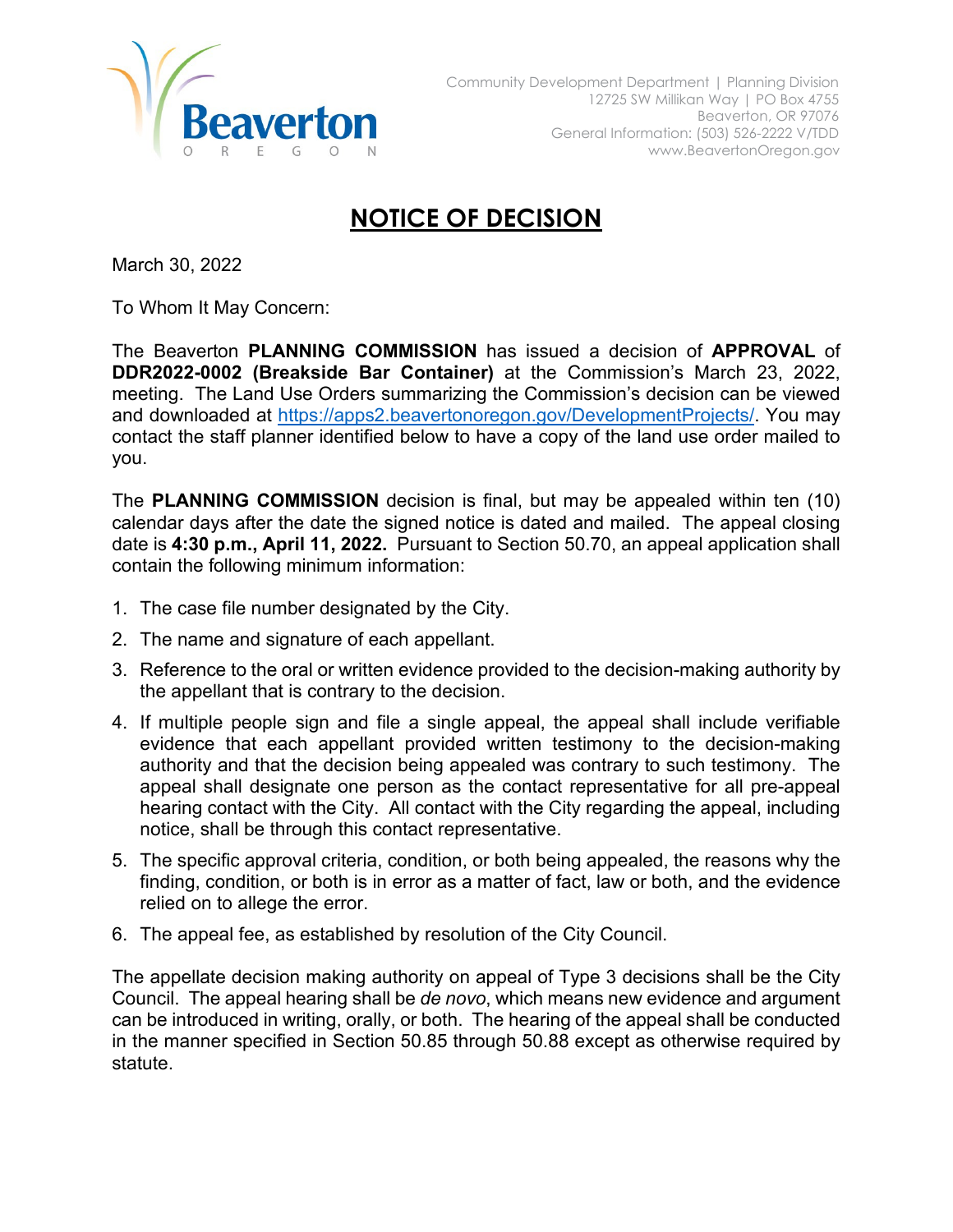Beaverton
OREGON

Community Development Department | Planning Division
12725 SW Millikan Way | PO Box 4755
Beaverton, OR 97076
General Information: (503) 526-2222 V/TDD
www.BeavertonOregon.gov

# NOTICE OF DECISION

March 30, 2022

To Whom It May Concern:

The Beaverton **PLANNING COMMISSION** has issued a decision of **APPROVAL** of **DDR2022-0002 (Breakside Bar Container)** at the Commission's March 23, 2022, meeting. The Land Use Orders summarizing the Commission's decision can be viewed and downloaded at [https://apps2.beavertonoregon.gov/DevelopmentProjects/](https://apps2.beavertonoregon.gov/DevelopmentProjects/). You may contact the staff planner identified below to have a copy of the land use order mailed to you.

The **PLANNING COMMISSION** decision is final, but may be appealed within ten (10) calendar days after the date the signed notice is dated and mailed. The appeal closing date is **4:30 p.m., April 11, 2022.** Pursuant to Section 50.70, an appeal application shall contain the following minimum information:

1. The case file number designated by the City.
2. The name and signature of each appellant.
3. Reference to the oral or written evidence provided to the decision-making authority by the appellant that is contrary to the decision.
4. If multiple people sign and file a single appeal, the appeal shall include verifiable evidence that each appellant provided written testimony to the decision-making authority and that the decision being appealed was contrary to such testimony. The appeal shall designate one person as the contact representative for all pre-appeal hearing contact with the City. All contact with the City regarding the appeal, including notice, shall be through this contact representative.
5. The specific approval criteria, condition, or both being appealed, the reasons why the finding, condition, or both is in error as a matter of fact, law or both, and the evidence relied on to allege the error.
6. The appeal fee, as established by resolution of the City Council.

The appellate decision making authority on appeal of Type 3 decisions shall be the City Council. The appeal hearing shall be *de novo*, which means new evidence and argument can be introduced in writing, orally, or both. The hearing of the appeal shall be conducted in the manner specified in Section 50.85 through 50.88 except as otherwise required by statute.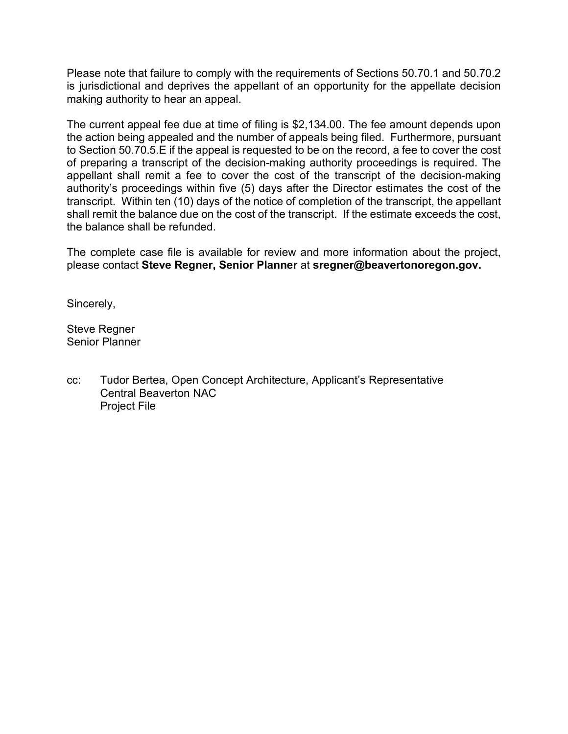Please note that failure to comply with the requirements of Sections 50.70.1 and 50.70.2 is jurisdictional and deprives the appellant of an opportunity for the appellate decision making authority to hear an appeal.

The current appeal fee due at time of filing is $2,134.00. The fee amount depends upon the action being appealed and the number of appeals being filed. Furthermore, pursuant to Section 50.70.5.E if the appeal is requested to be on the record, a fee to cover the cost of preparing a transcript of the decision-making authority proceedings is required. The appellant shall remit a fee to cover the cost of the transcript of the decision-making authority's proceedings within five (5) days after the Director estimates the cost of the transcript. Within ten (10) days of the notice of completion of the transcript, the appellant shall remit the balance due on the cost of the transcript. If the estimate exceeds the cost, the balance shall be refunded.

The complete case file is available for review and more information about the project, please contact **Steve Regner, Senior Planner** at **sregner@beavertonoregon.gov.**

Sincerely,

Steve Regner
Senior Planner

cc: Tudor Bertea, Open Concept Architecture, Applicant's Representative
Central Beaverton NAC
Project File